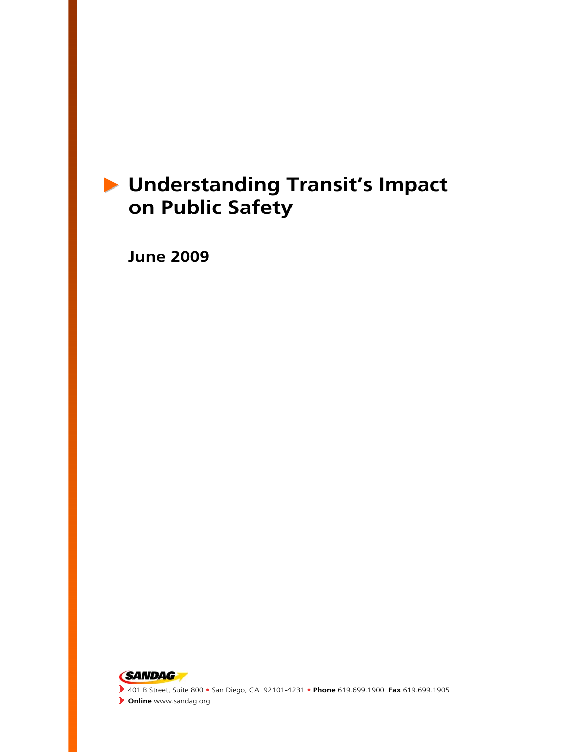# Understanding Transit's Impact on Public Safety

## June 2009

SANDAG

401 B Street, Suite 800 • San Diego, CA 92101-4231 • **Phone** 619.699.1900 **Fax** 619.699.1905

**Online** www.sandag.org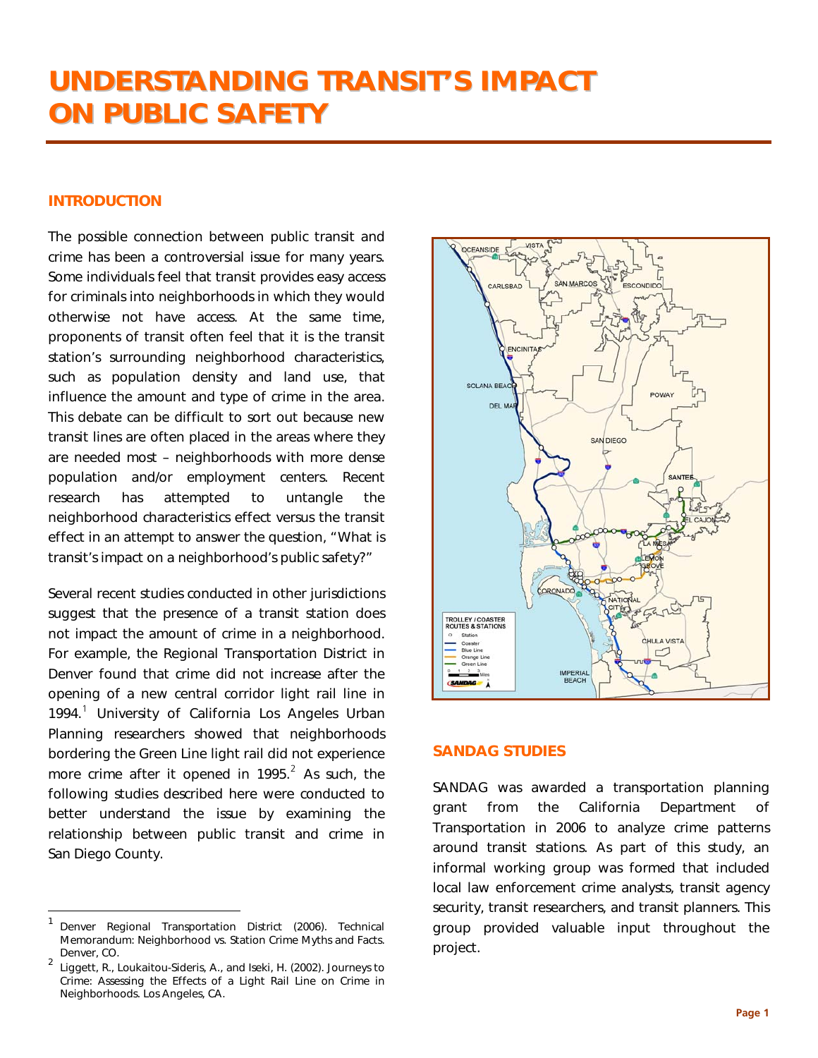# UNDERSTANDING TRANSIT'S IMPACT ON PUBLIC SAFETY

## INTRODUCTION

The possible connection between public transit and crime has been a controversial issue for many years. Some individuals feel that transit provides easy access for criminals into neighborhoods in which they would otherwise not have access. At the same time, proponents of transit often feel that it is the transit station's surrounding neighborhood characteristics, such as population density and land use, that influence the amount and type of crime in the area. This debate can be difficult to sort out because new transit lines are often placed in the areas where they are needed most – neighborhoods with more dense population and/or employment centers. Recent research has attempted to untangle the neighborhood characteristics effect versus the transit effect in an attempt to answer the question, "What is transit's impact on a neighborhood's public safety?"

Several recent studies conducted in other jurisdictions suggest that the presence of a transit station does not impact the amount of crime in a neighborhood. For example, the Regional Transportation District in Denver found that crime did not increase after the opening of a new central corridor light rail line in 1994.[1] University of California Los Angeles Urban Planning researchers showed that neighborhoods bordering the Green Line light rail did not experience more crime after it opened in 1995.[2] As such, the following studies described here were conducted to better understand the issue by examining the relationship between public transit and crime in San Diego County.

## SANDAG STUDIES

SANDAG was awarded a transportation planning grant from the California Department of Transportation in 2006 to analyze crime patterns around transit stations. As part of this study, an informal working group was formed that included local law enforcement crime analysts, transit agency security, transit researchers, and transit planners. This group provided valuable input throughout the project.

---

[1] Denver Regional Transportation District (2006). Technical Memorandum: Neighborhood vs. Station Crime Myths and Facts. Denver, CO.

[2] Liggett, R., Loukaitou-Sideris, A., and Iseki, H. (2002). Journeys to Crime: Assessing the Effects of a Light Rail Line on Crime in Neighborhoods. Los Angeles, CA.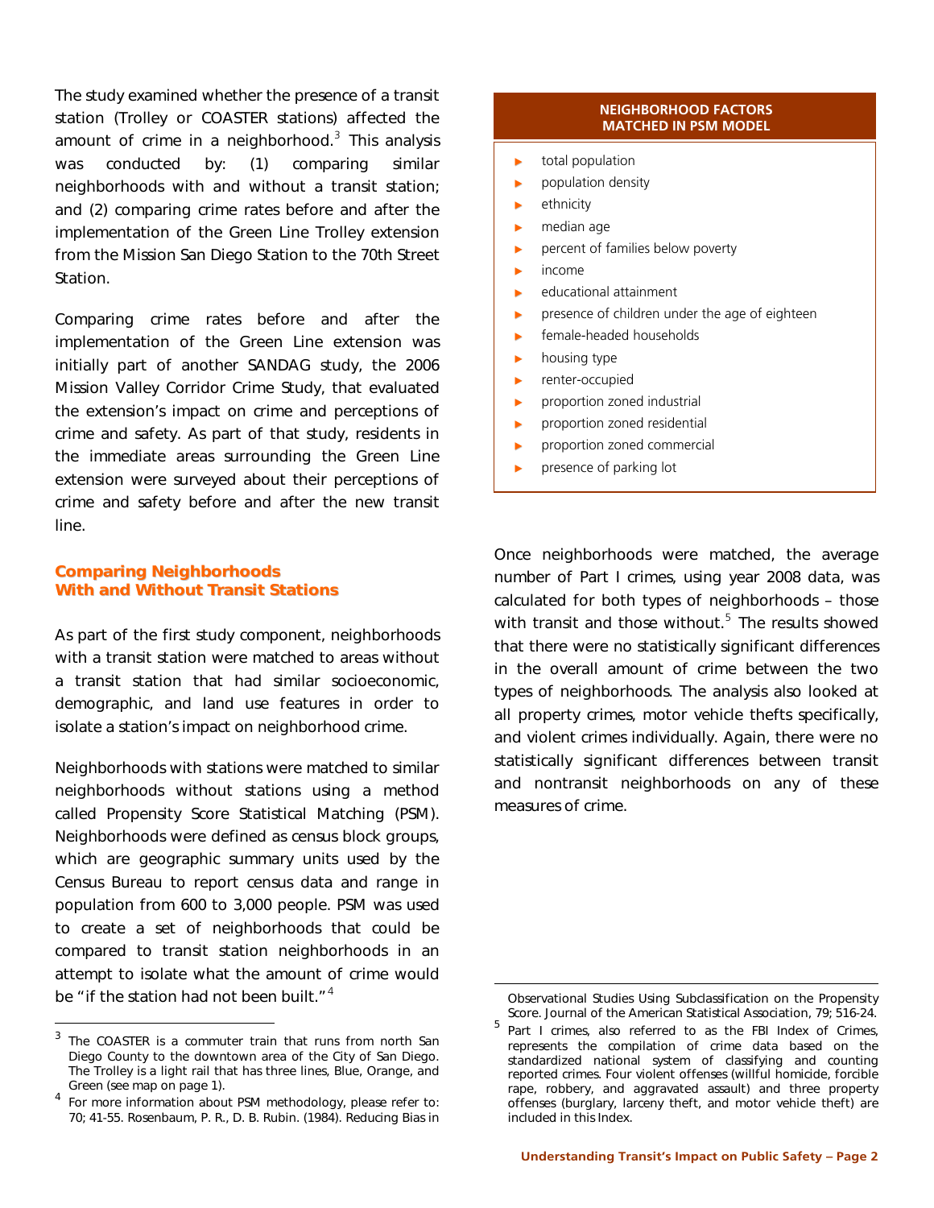The study examined whether the presence of a transit station (Trolley or COASTER stations) affected the amount of crime in a neighborhood.[3] This analysis was conducted by: (1) comparing similar neighborhoods with and without a transit station; and (2) comparing crime rates before and after the implementation of the Green Line Trolley extension from the Mission San Diego Station to the 70th Street Station.

Comparing crime rates before and after the implementation of the Green Line extension was initially part of another SANDAG study, the 2006 Mission Valley Corridor Crime Study, that evaluated the extension's impact on crime and perceptions of crime and safety. As part of that study, residents in the immediate areas surrounding the Green Line extension were surveyed about their perceptions of crime and safety before and after the new transit line.

## Comparing Neighborhoods With and Without Transit Stations

As part of the first study component, neighborhoods with a transit station were matched to areas without a transit station that had similar socioeconomic, demographic, and land use features in order to isolate a station's impact on neighborhood crime.

Neighborhoods with stations were matched to similar neighborhoods without stations using a method called Propensity Score Statistical Matching (PSM). Neighborhoods were defined as census block groups, which are geographic summary units used by the Census Bureau to report census data and range in population from 600 to 3,000 people. PSM was used to create a set of neighborhoods that could be compared to transit station neighborhoods in an attempt to isolate what the amount of crime would be "if the station had not been built."[4]

**NEIGHBORHOOD FACTORS MATCHED IN PSM MODEL**

- total population
- population density
- ethnicity
- median age
- percent of families below poverty
- income
- educational attainment
- presence of children under the age of eighteen
- female-headed households
- housing type
- renter-occupied
- proportion zoned industrial
- proportion zoned residential
- proportion zoned commercial
- presence of parking lot

Once neighborhoods were matched, the average number of Part I crimes, using year 2008 data, was calculated for both types of neighborhoods – those with transit and those without.[5] The results showed that there were no statistically significant differences in the overall amount of crime between the two types of neighborhoods. The analysis also looked at all property crimes, motor vehicle thefts specifically, and violent crimes individually. Again, there were no statistically significant differences between transit and nontransit neighborhoods on any of these measures of crime.

---

[3] The COASTER is a commuter train that runs from north San Diego County to the downtown area of the City of San Diego. The Trolley is a light rail that has three lines, Blue, Orange, and Green (see map on page 1).

[4] For more information about PSM methodology, please refer to: 70; 41-55. Rosenbaum, P. R., D. B. Rubin. (1984). Reducing Bias in Observational Studies Using Subclassification on the Propensity Score. Journal of the American Statistical Association, 79; 516-24.

[5] Part I crimes, also referred to as the FBI Index of Crimes, represents the compilation of crime data based on the standardized national system of classifying and counting reported crimes. Four violent offenses (willful homicide, forcible rape, robbery, and aggravated assault) and three property offenses (burglary, larceny theft, and motor vehicle theft) are included in this Index.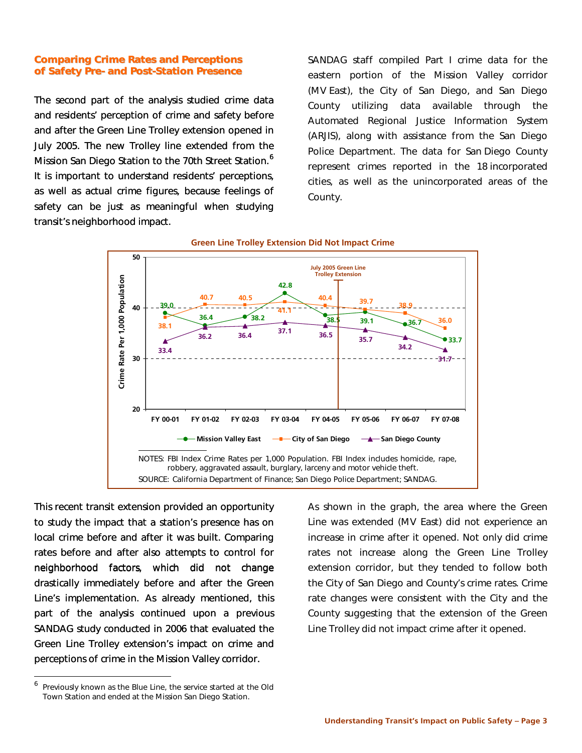### Comparing Crime Rates and Perceptions of Safety Pre- and Post-Station Presence

The second part of the analysis studied crime data and residents' perception of crime and safety before and after the Green Line Trolley extension opened in July 2005. The new Trolley line extended from the Mission San Diego Station to the 70th Street Station.[6] It is important to understand residents' perceptions, as well as actual crime figures, because feelings of safety can be just as meaningful when studying transit's neighborhood impact.

SANDAG staff compiled Part I crime data for the eastern portion of the Mission Valley corridor (MV East), the City of San Diego, and San Diego County utilizing data available through the Automated Regional Justice Information System (ARJIS), along with assistance from the San Diego Police Department. The data for San Diego County represent crimes reported in the 18 incorporated cities, as well as the unincorporated areas of the County.

**Green Line Trolley Extension Did Not Impact Crime**

Crime Rate Per 1,000 Population (July 2005 Green Line Trolley Extension between FY 04-05 and FY 05-06)

| | FY 00-01 | FY 01-02 | FY 02-03 | FY 03-04 | FY 04-05 | FY 05-06 | FY 06-07 | FY 07-08 |
|---|---|---|---|---|---|---|---|---|
| Mission Valley East | 39.0 | 36.4 | 38.2 | 42.8 | 38.5 | 39.1 | 36.7 | 33.7 |
| City of San Diego | 38.1 | 40.7 | 40.5 | 41.1 | 40.4 | 39.7 | 38.9 | 36.0 |
| San Diego County | 33.4 | 36.2 | 36.4 | 37.1 | 36.5 | 35.7 | 34.2 | 31.7 |

NOTES: FBI Index Crime Rates per 1,000 Population. FBI Index includes homicide, rape, robbery, aggravated assault, burglary, larceny and motor vehicle theft.

SOURCE: California Department of Finance; San Diego Police Department; SANDAG.

This recent transit extension provided an opportunity to study the impact that a station's presence has on local crime before and after it was built. Comparing rates before and after also attempts to control for neighborhood factors, which did not change drastically immediately before and after the Green Line's implementation. As already mentioned, this part of the analysis continued upon a previous SANDAG study conducted in 2006 that evaluated the Green Line Trolley extension's impact on crime and perceptions of crime in the Mission Valley corridor.

As shown in the graph, the area where the Green Line was extended (MV East) did not experience an increase in crime after it opened. Not only did crime rates not increase along the Green Line Trolley extension corridor, but they tended to follow both the City of San Diego and County's crime rates. Crime rate changes were consistent with the City and the County suggesting that the extension of the Green Line Trolley did not impact crime after it opened.

[6] Previously known as the Blue Line, the service started at the Old Town Station and ended at the Mission San Diego Station.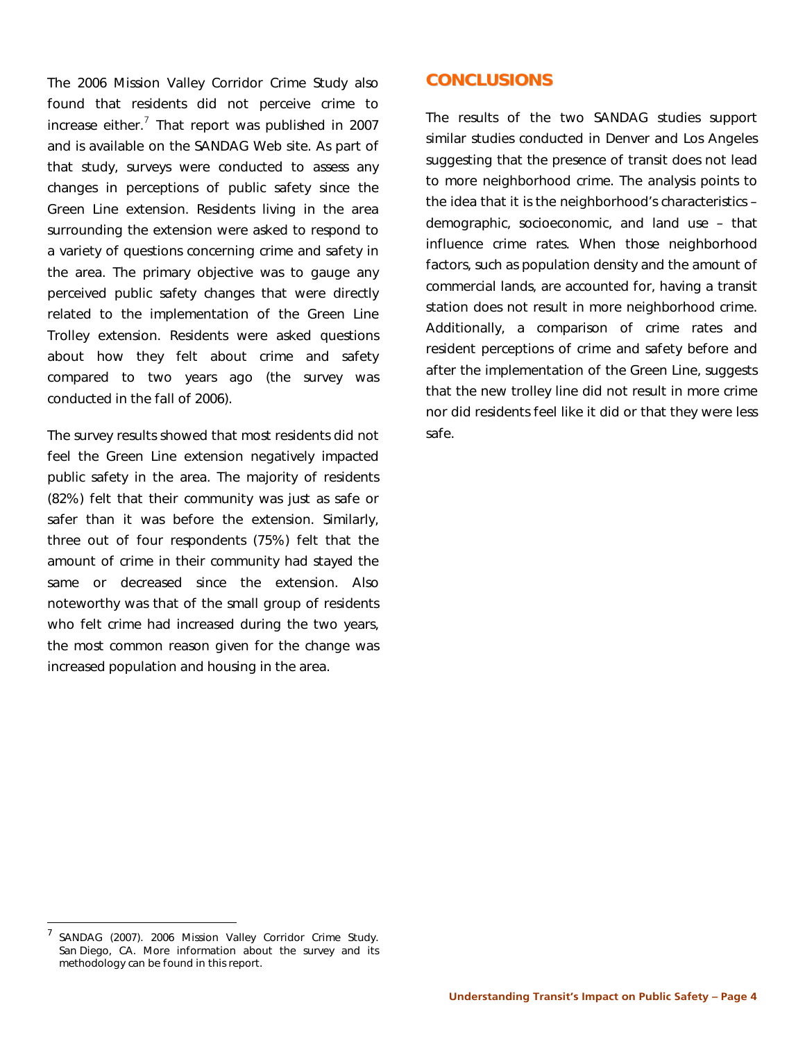The 2006 Mission Valley Corridor Crime Study also found that residents did not perceive crime to increase either.[7] That report was published in 2007 and is available on the SANDAG Web site. As part of that study, surveys were conducted to assess any changes in perceptions of public safety since the Green Line extension. Residents living in the area surrounding the extension were asked to respond to a variety of questions concerning crime and safety in the area. The primary objective was to gauge any perceived public safety changes that were directly related to the implementation of the Green Line Trolley extension. Residents were asked questions about how they felt about crime and safety compared to two years ago (the survey was conducted in the fall of 2006).

The survey results showed that most residents did not feel the Green Line extension negatively impacted public safety in the area. The majority of residents (82%) felt that their community was just as safe or safer than it was before the extension. Similarly, three out of four respondents (75%) felt that the amount of crime in their community had stayed the same or decreased since the extension. Also noteworthy was that of the small group of residents who felt crime had increased during the two years, the most common reason given for the change was increased population and housing in the area.

## CONCLUSIONS

The results of the two SANDAG studies support similar studies conducted in Denver and Los Angeles suggesting that the presence of transit does not lead to more neighborhood crime. The analysis points to the idea that it is the neighborhood's characteristics – demographic, socioeconomic, and land use – that influence crime rates. When those neighborhood factors, such as population density and the amount of commercial lands, are accounted for, having a transit station does not result in more neighborhood crime. Additionally, a comparison of crime rates and resident perceptions of crime and safety before and after the implementation of the Green Line, suggests that the new trolley line did not result in more crime nor did residents feel like it did or that they were less safe.

---

[7] SANDAG (2007). 2006 Mission Valley Corridor Crime Study. San Diego, CA. More information about the survey and its methodology can be found in this report.